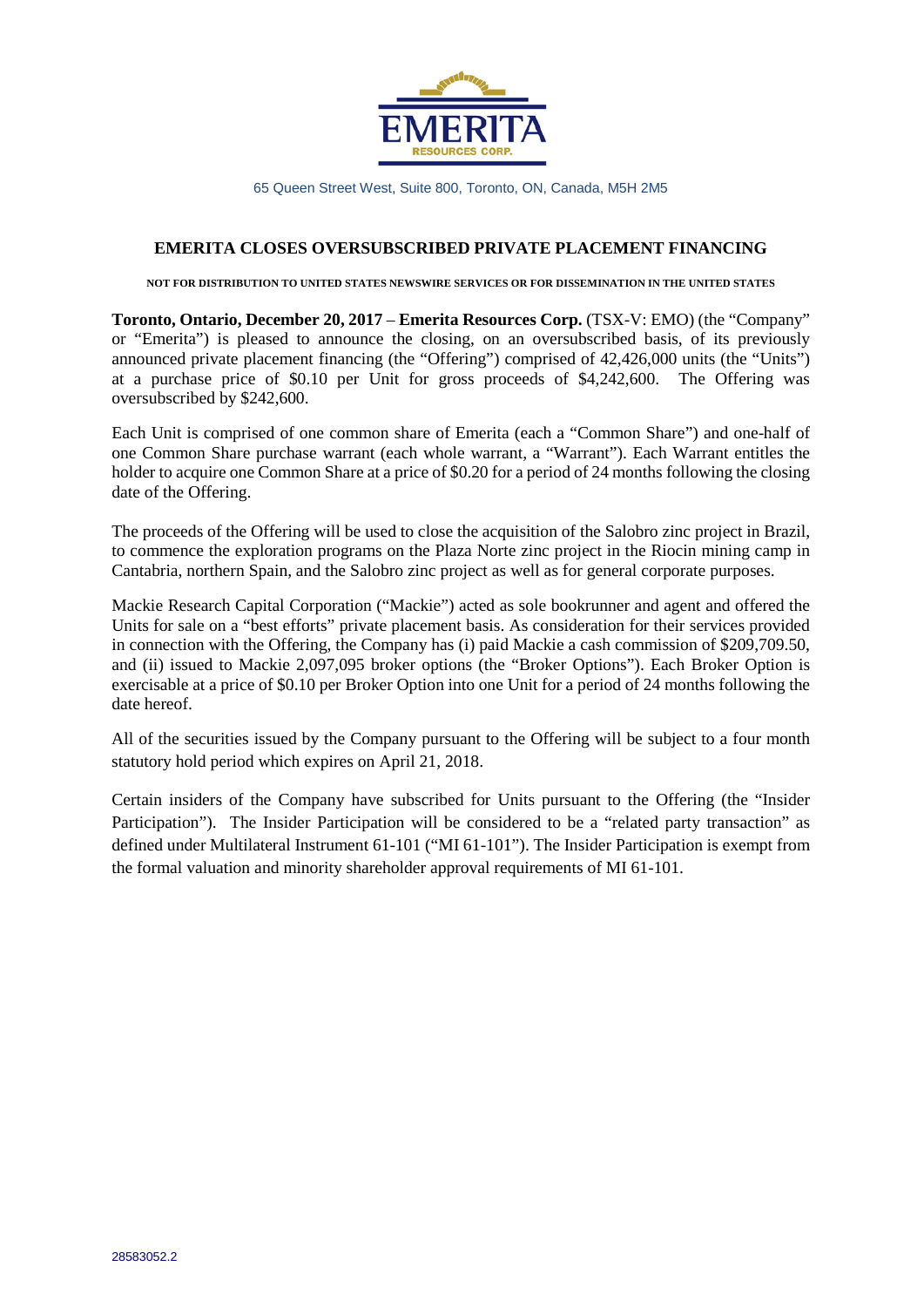EMERITA RESOURCES CORP.

65 Queen Street West, Suite 800, Toronto, ON, Canada, M5H 2M5

# EMERITA CLOSES OVERSUBSCRIBED PRIVATE PLACEMENT FINANCING

**NOT FOR DISTRIBUTION TO UNITED STATES NEWSWIRE SERVICES OR FOR DISSEMINATION IN THE UNITED STATES**

**Toronto, Ontario, December 20, 2017** – **Emerita Resources Corp.** (TSX-V: EMO) (the "Company" or "Emerita") is pleased to announce the closing, on an oversubscribed basis, of its previously announced private placement financing (the "Offering") comprised of 42,426,000 units (the "Units") at a purchase price of $0.10 per Unit for gross proceeds of $4,242,600. The Offering was oversubscribed by $242,600.

Each Unit is comprised of one common share of Emerita (each a "Common Share") and one-half of one Common Share purchase warrant (each whole warrant, a "Warrant"). Each Warrant entitles the holder to acquire one Common Share at a price of $0.20 for a period of 24 months following the closing date of the Offering.

The proceeds of the Offering will be used to close the acquisition of the Salobro zinc project in Brazil, to commence the exploration programs on the Plaza Norte zinc project in the Riocin mining camp in Cantabria, northern Spain, and the Salobro zinc project as well as for general corporate purposes.

Mackie Research Capital Corporation ("Mackie") acted as sole bookrunner and agent and offered the Units for sale on a "best efforts" private placement basis. As consideration for their services provided in connection with the Offering, the Company has (i) paid Mackie a cash commission of $209,709.50, and (ii) issued to Mackie 2,097,095 broker options (the "Broker Options"). Each Broker Option is exercisable at a price of $0.10 per Broker Option into one Unit for a period of 24 months following the date hereof.

All of the securities issued by the Company pursuant to the Offering will be subject to a four month statutory hold period which expires on April 21, 2018.

Certain insiders of the Company have subscribed for Units pursuant to the Offering (the "Insider Participation"). The Insider Participation will be considered to be a "related party transaction" as defined under Multilateral Instrument 61-101 ("MI 61-101"). The Insider Participation is exempt from the formal valuation and minority shareholder approval requirements of MI 61-101.

28583052.2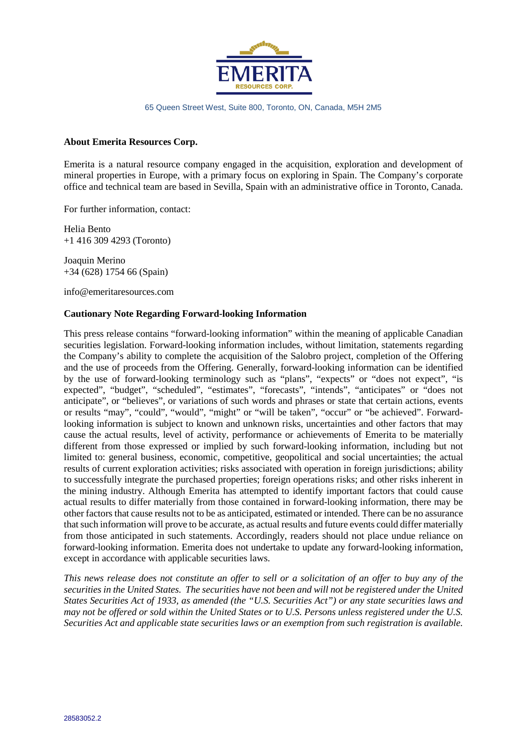65 Queen Street West, Suite 800, Toronto, ON, Canada, M5H 2M5

**About Emerita Resources Corp.**

Emerita is a natural resource company engaged in the acquisition, exploration and development of mineral properties in Europe, with a primary focus on exploring in Spain. The Company's corporate office and technical team are based in Sevilla, Spain with an administrative office in Toronto, Canada.

For further information, contact:

Helia Bento
+1 416 309 4293 (Toronto)

Joaquin Merino
+34 (628) 1754 66 (Spain)

info@emeritaresources.com

**Cautionary Note Regarding Forward-looking Information**

This press release contains "forward-looking information" within the meaning of applicable Canadian securities legislation. Forward-looking information includes, without limitation, statements regarding the Company's ability to complete the acquisition of the Salobro project, completion of the Offering and the use of proceeds from the Offering. Generally, forward-looking information can be identified by the use of forward-looking terminology such as "plans", "expects" or "does not expect", "is expected", "budget", "scheduled", "estimates", "forecasts", "intends", "anticipates" or "does not anticipate", or "believes", or variations of such words and phrases or state that certain actions, events or results "may", "could", "would", "might" or "will be taken", "occur" or "be achieved". Forward-looking information is subject to known and unknown risks, uncertainties and other factors that may cause the actual results, level of activity, performance or achievements of Emerita to be materially different from those expressed or implied by such forward-looking information, including but not limited to: general business, economic, competitive, geopolitical and social uncertainties; the actual results of current exploration activities; risks associated with operation in foreign jurisdictions; ability to successfully integrate the purchased properties; foreign operations risks; and other risks inherent in the mining industry. Although Emerita has attempted to identify important factors that could cause actual results to differ materially from those contained in forward-looking information, there may be other factors that cause results not to be as anticipated, estimated or intended. There can be no assurance that such information will prove to be accurate, as actual results and future events could differ materially from those anticipated in such statements. Accordingly, readers should not place undue reliance on forward-looking information. Emerita does not undertake to update any forward-looking information, except in accordance with applicable securities laws.

*This news release does not constitute an offer to sell or a solicitation of an offer to buy any of the securities in the United States. The securities have not been and will not be registered under the United States Securities Act of 1933, as amended (the "U.S. Securities Act") or any state securities laws and may not be offered or sold within the United States or to U.S. Persons unless registered under the U.S. Securities Act and applicable state securities laws or an exemption from such registration is available.*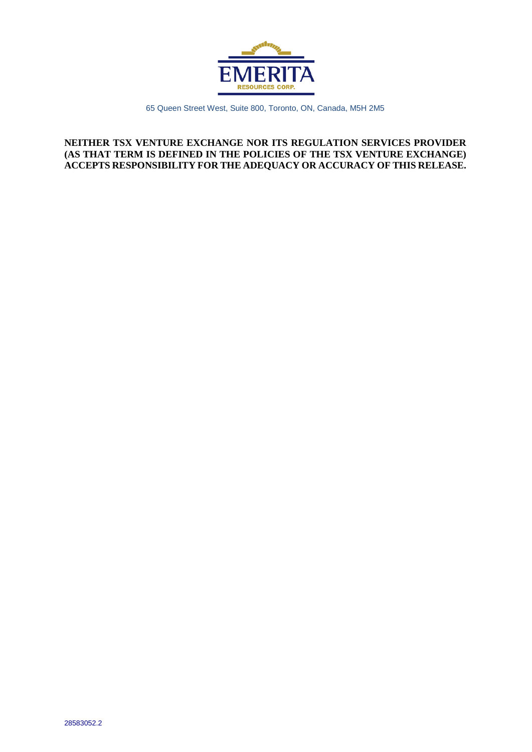65 Queen Street West, Suite 800, Toronto, ON, Canada, M5H 2M5

**NEITHER TSX VENTURE EXCHANGE NOR ITS REGULATION SERVICES PROVIDER (AS THAT TERM IS DEFINED IN THE POLICIES OF THE TSX VENTURE EXCHANGE) ACCEPTS RESPONSIBILITY FOR THE ADEQUACY OR ACCURACY OF THIS RELEASE.**

28583052.2